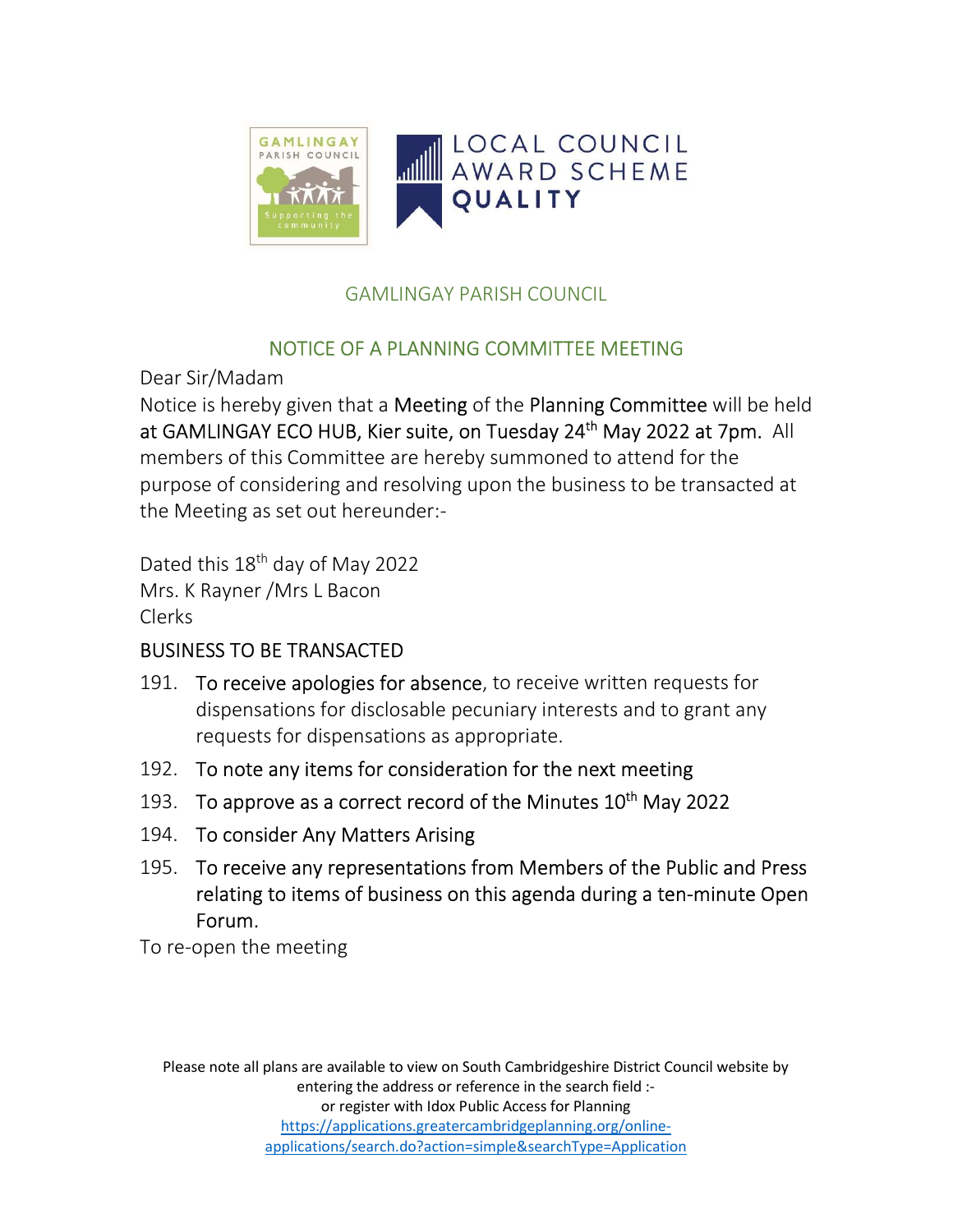# GAMLINGAY PARISH COUNCIL

## NOTICE OF A PLANNING COMMITTEE MEETING

Dear Sir/Madam

Notice is hereby given that a Meeting of the Planning Committee will be held at GAMLINGAY ECO HUB, Kier suite, on Tuesday 24th May 2022 at 7pm. All members of this Committee are hereby summoned to attend for the purpose of considering and resolving upon the business to be transacted at the Meeting as set out hereunder:-

Dated this 18th day of May 2022
Mrs. K Rayner /Mrs L Bacon
Clerks

### BUSINESS TO BE TRANSACTED

191. To receive apologies for absence, to receive written requests for dispensations for disclosable pecuniary interests and to grant any requests for dispensations as appropriate.
192. To note any items for consideration for the next meeting
193. To approve as a correct record of the Minutes 10th May 2022
194. To consider Any Matters Arising
195. To receive any representations from Members of the Public and Press relating to items of business on this agenda during a ten-minute Open Forum.

To re-open the meeting

Please note all plans are available to view on South Cambridgeshire District Council website by entering the address or reference in the search field :- or register with Idox Public Access for Planning https://applications.greatercambridgeplanning.org/online-applications/search.do?action=simple&searchType=Application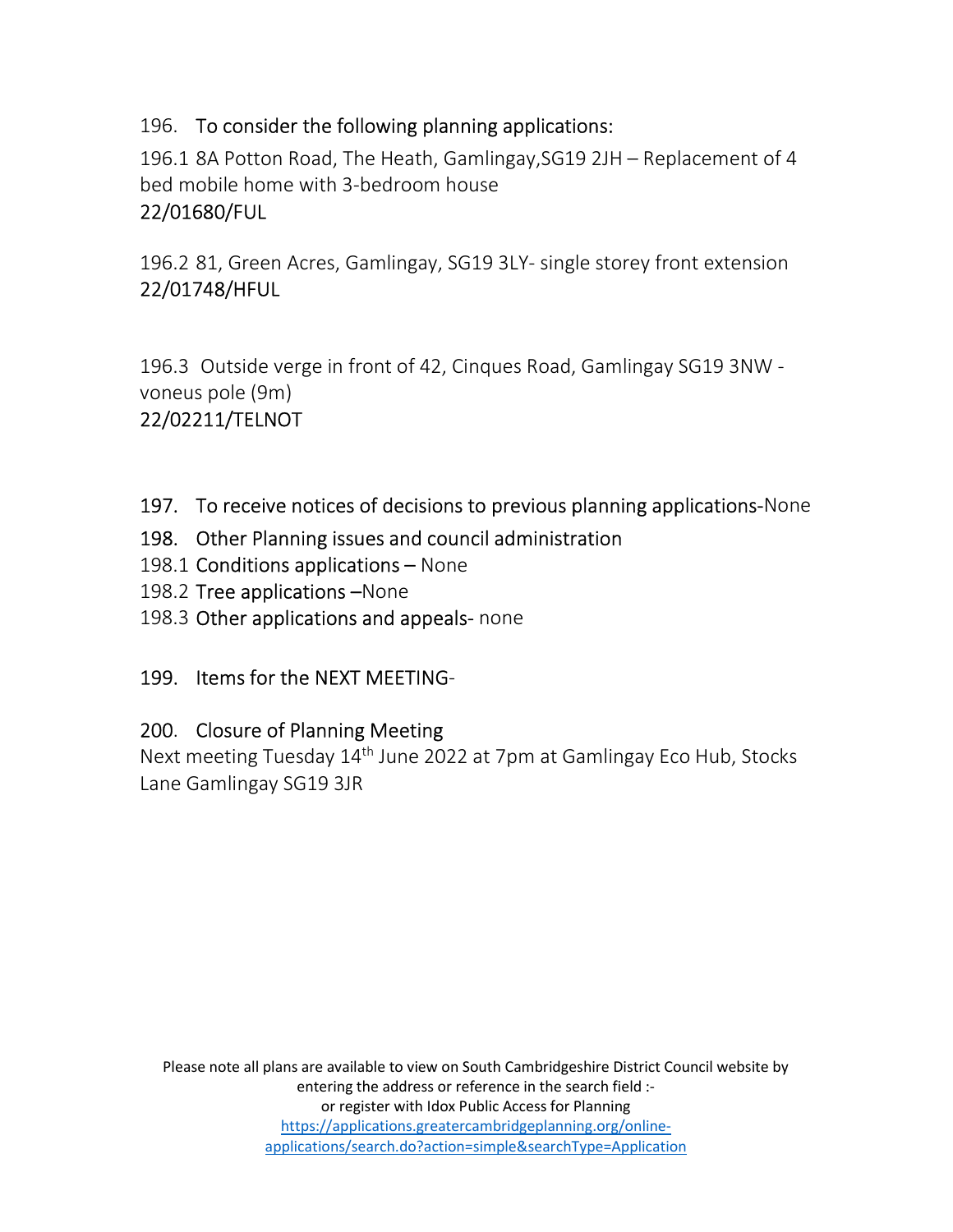196. To consider the following planning applications:

196.1 8A Potton Road, The Heath, Gamlingay,SG19 2JH – Replacement of 4 bed mobile home with 3-bedroom house
22/01680/FUL

196.2 81, Green Acres, Gamlingay, SG19 3LY- single storey front extension
22/01748/HFUL

196.3 Outside verge in front of 42, Cinques Road, Gamlingay SG19 3NW - voneus pole (9m)
22/02211/TELNOT

197. To receive notices of decisions to previous planning applications-None

198. Other Planning issues and council administration

198.1 Conditions applications – None

198.2 Tree applications –None

198.3 Other applications and appeals- none

199. Items for the NEXT MEETING-

200. Closure of Planning Meeting

Next meeting Tuesday 14th June 2022 at 7pm at Gamlingay Eco Hub, Stocks Lane Gamlingay SG19 3JR

Please note all plans are available to view on South Cambridgeshire District Council website by entering the address or reference in the search field :-
or register with Idox Public Access for Planning
https://applications.greatercambridgeplanning.org/online-applications/search.do?action=simple&searchType=Application